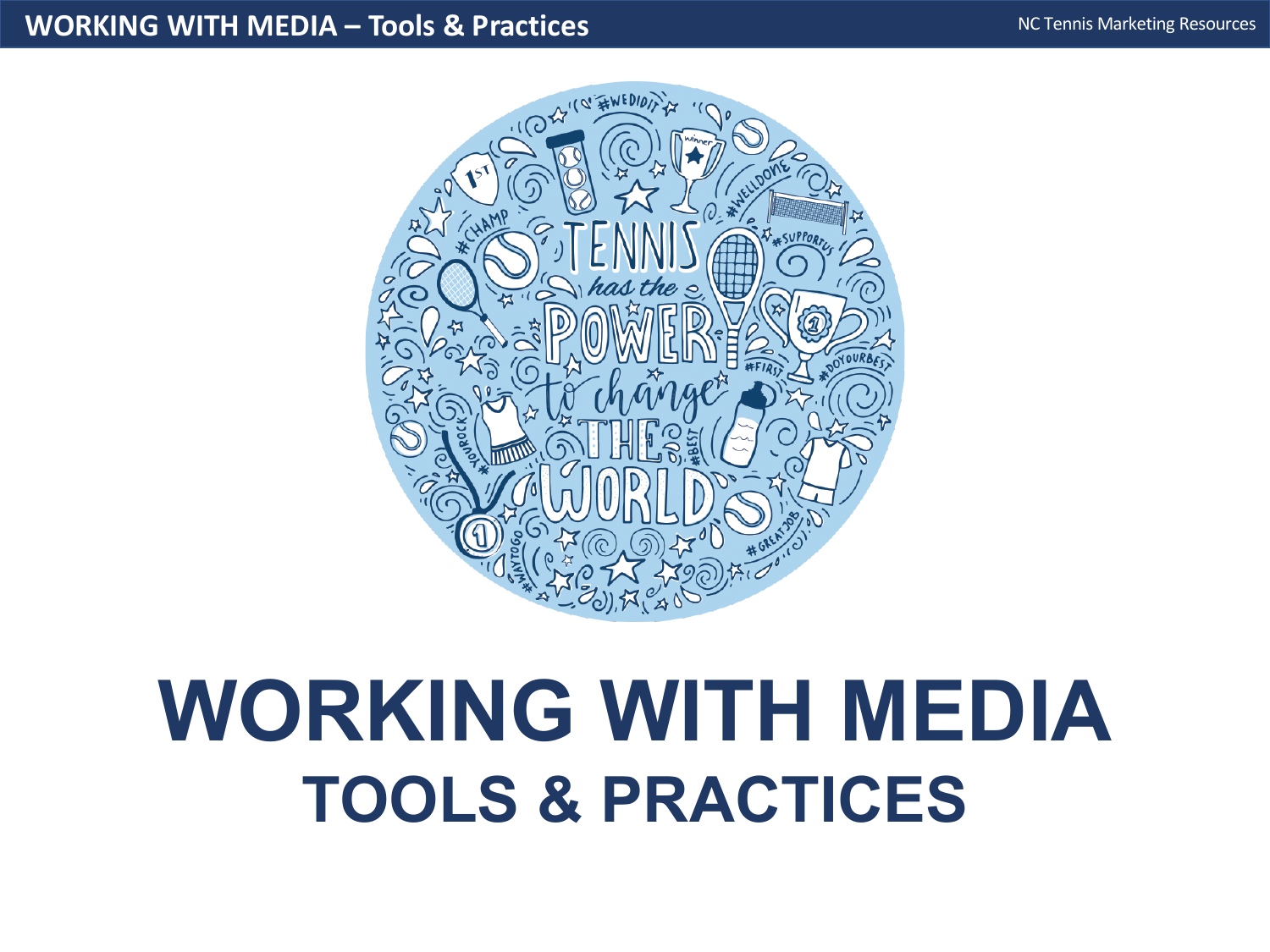# WORKING WITH MEDIA

## TOOLS & PRACTICES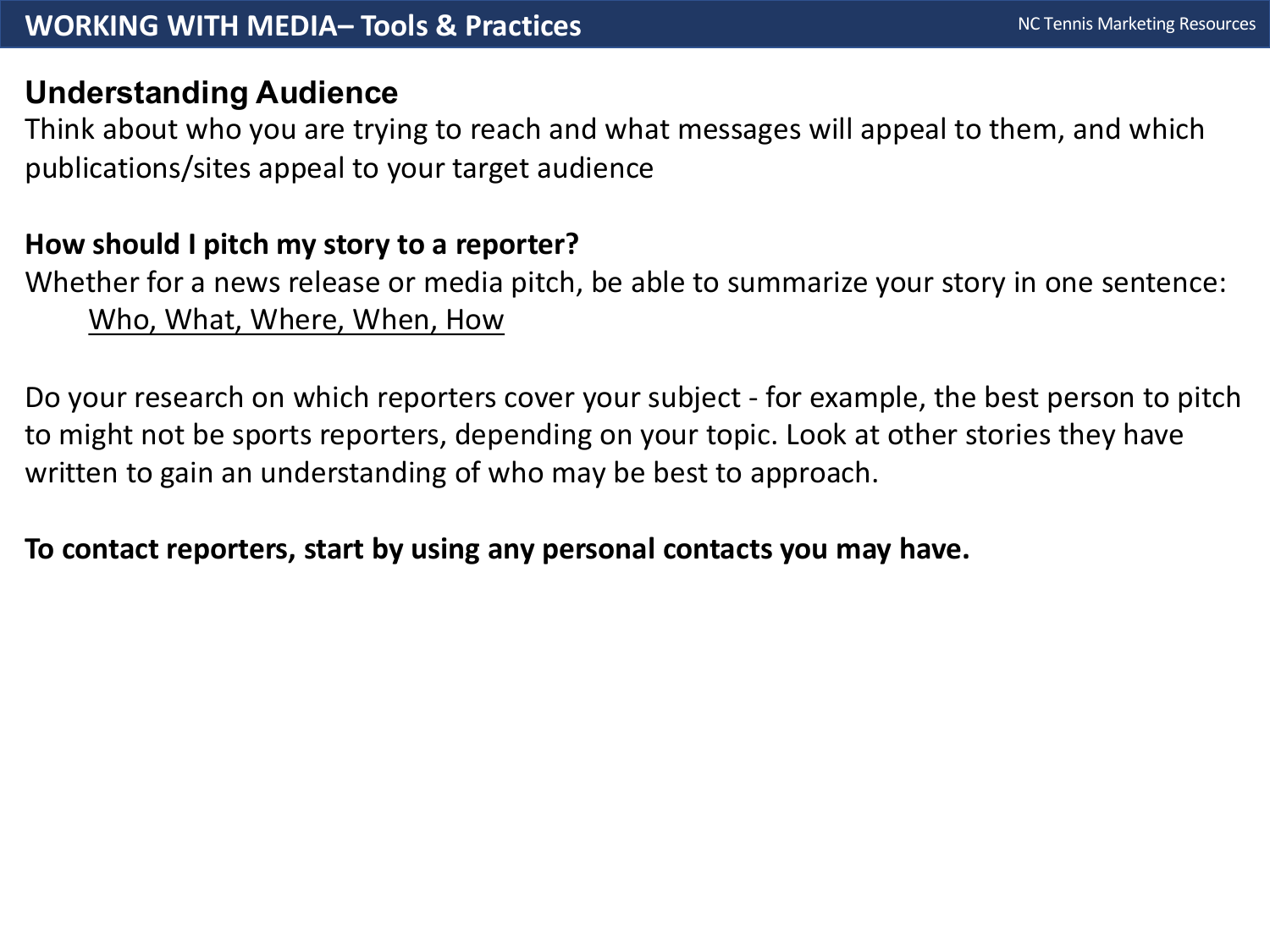# WORKING WITH MEDIA– Tools & Practices

## Understanding Audience

Think about who you are trying to reach and what messages will appeal to them, and which publications/sites appeal to your target audience

**How should I pitch my story to a reporter?**

Whether for a news release or media pitch, be able to summarize your story in one sentence:

Who, What, Where, When, How

Do your research on which reporters cover your subject - for example, the best person to pitch to might not be sports reporters, depending on your topic. Look at other stories they have written to gain an understanding of who may be best to approach.

**To contact reporters, start by using any personal contacts you may have.**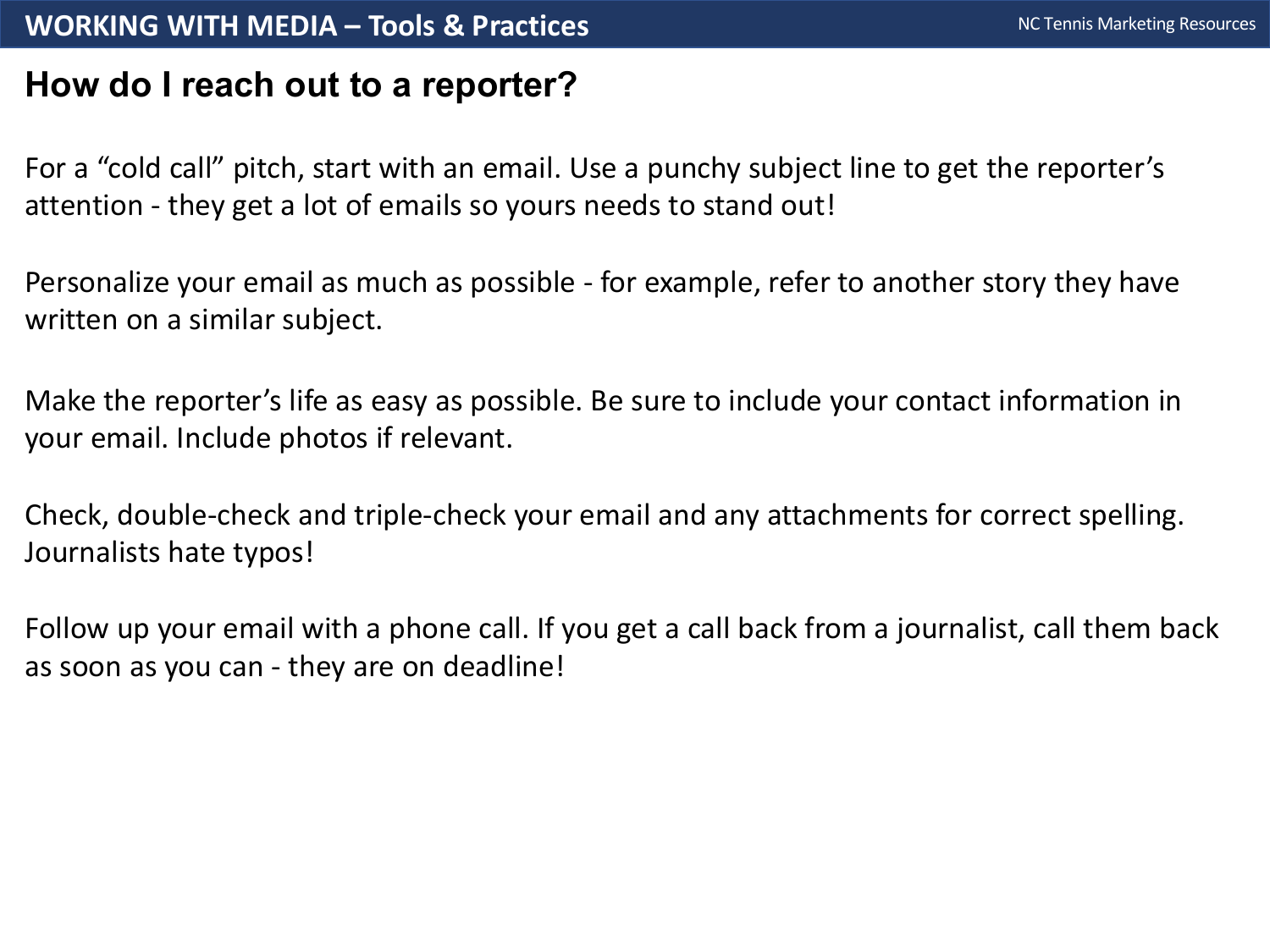## WORKING WITH MEDIA – Tools & Practices

### How do I reach out to a reporter?

For a "cold call" pitch, start with an email. Use a punchy subject line to get the reporter's attention - they get a lot of emails so yours needs to stand out!

Personalize your email as much as possible - for example, refer to another story they have written on a similar subject.

Make the reporter's life as easy as possible. Be sure to include your contact information in your email. Include photos if relevant.

Check, double-check and triple-check your email and any attachments for correct spelling. Journalists hate typos!

Follow up your email with a phone call. If you get a call back from a journalist, call them back as soon as you can - they are on deadline!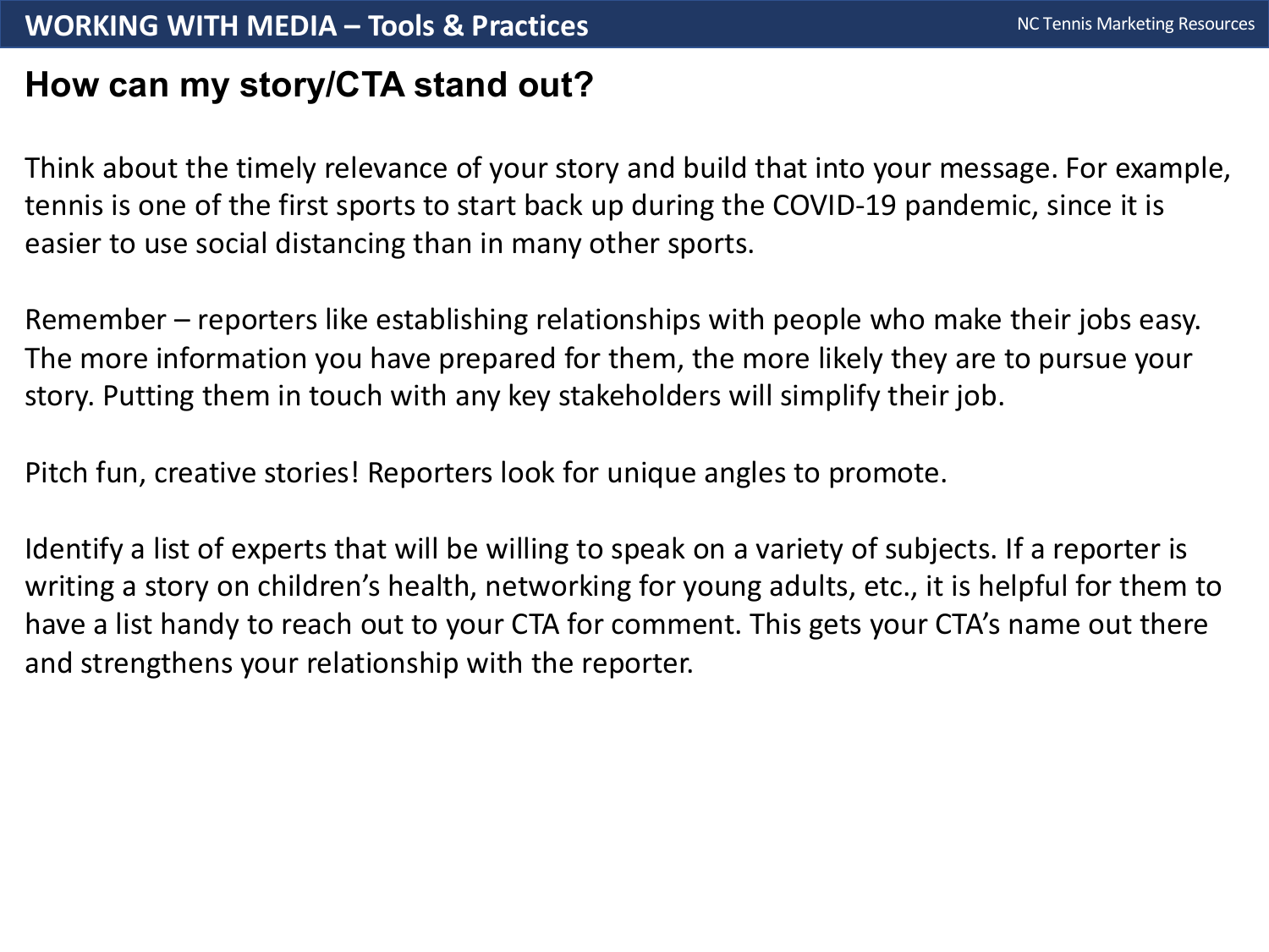# How can my story/CTA stand out?

Think about the timely relevance of your story and build that into your message. For example, tennis is one of the first sports to start back up during the COVID-19 pandemic, since it is easier to use social distancing than in many other sports.

Remember – reporters like establishing relationships with people who make their jobs easy. The more information you have prepared for them, the more likely they are to pursue your story. Putting them in touch with any key stakeholders will simplify their job.

Pitch fun, creative stories! Reporters look for unique angles to promote.

Identify a list of experts that will be willing to speak on a variety of subjects. If a reporter is writing a story on children's health, networking for young adults, etc., it is helpful for them to have a list handy to reach out to your CTA for comment. This gets your CTA's name out there and strengthens your relationship with the reporter.